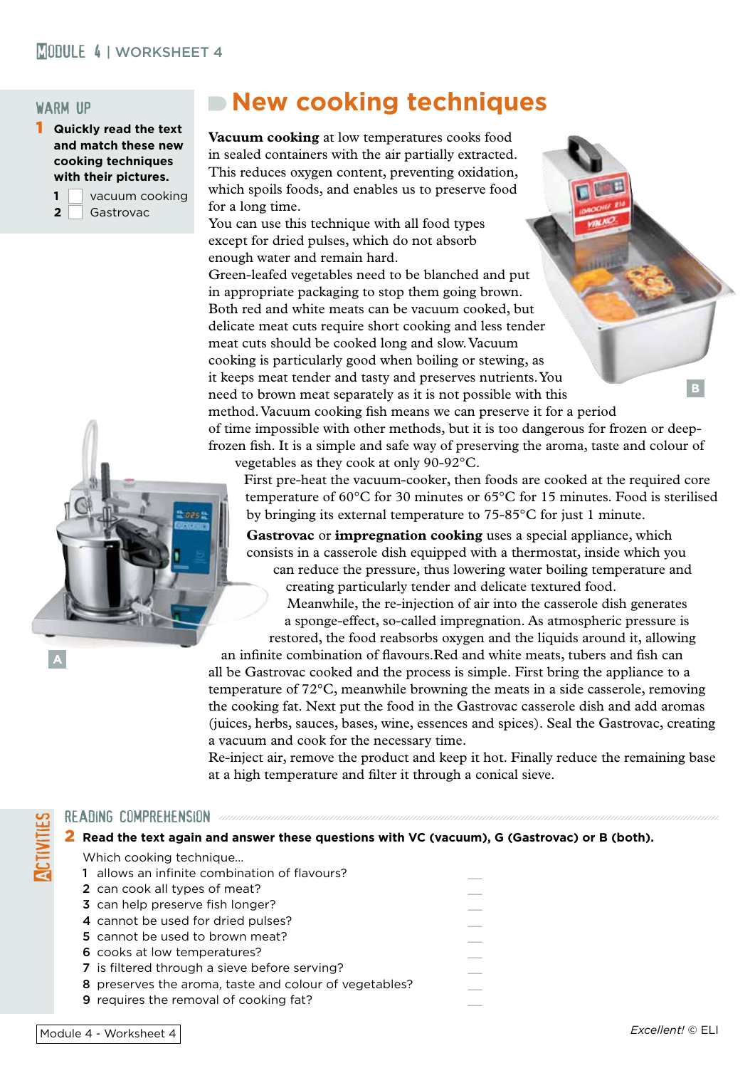## WARM UP

**1 Quickly read the text and match these new cooking techniques with their pictures.**

1 ☐ vacuum cooking
2 ☐ Gastrovac

# New cooking techniques

**Vacuum cooking** at low temperatures cooks food in sealed containers with the air partially extracted. This reduces oxygen content, preventing oxidation, which spoils foods, and enables us to preserve food for a long time.
You can use this technique with all food types except for dried pulses, which do not absorb enough water and remain hard.
Green-leafed vegetables need to be blanched and put in appropriate packaging to stop them going brown.
Both red and white meats can be vacuum cooked, but delicate meat cuts require short cooking and less tender meat cuts should be cooked long and slow. Vacuum cooking is particularly good when boiling or stewing, as it keeps meat tender and tasty and preserves nutrients. You need to brown meat separately as it is not possible with this method. Vacuum cooking fish means we can preserve it for a period of time impossible with other methods, but it is too dangerous for frozen or deep-frozen fish. It is a simple and safe way of preserving the aroma, taste and colour of vegetables as they cook at only 90-92°C.
First pre-heat the vacuum-cooker, then foods are cooked at the required core temperature of 60°C for 30 minutes or 65°C for 15 minutes. Food is sterilised by bringing its external temperature to 75-85°C for just 1 minute.

**Gastrovac** or **impregnation cooking** uses a special appliance, which consists in a casserole dish equipped with a thermostat, inside which you can reduce the pressure, thus lowering water boiling temperature and creating particularly tender and delicate textured food.
Meanwhile, the re-injection of air into the casserole dish generates a sponge-effect, so-called impregnation. As atmospheric pressure is restored, the food reabsorbs oxygen and the liquids around it, allowing an infinite combination of flavours. Red and white meats, tubers and fish can all be Gastrovac cooked and the process is simple. First bring the appliance to a temperature of 72°C, meanwhile browning the meats in a side casserole, removing the cooking fat. Next put the food in the Gastrovac casserole dish and add aromas (juices, herbs, sauces, bases, wine, essences and spices). Seal the Gastrovac, creating a vacuum and cook for the necessary time.
Re-inject air, remove the product and keep it hot. Finally reduce the remaining base at a high temperature and filter it through a conical sieve.

A

B

## ACTIVITIES

### READING COMPREHENSION

**2 Read the text again and answer these questions with VC (vacuum), G (Gastrovac) or B (both).**

Which cooking technique...

1 allows an infinite combination of flavours? ___
2 can cook all types of meat? ___
3 can help preserve fish longer? ___
4 cannot be used for dried pulses? ___
5 cannot be used to brown meat? ___
6 cooks at low temperatures? ___
7 is filtered through a sieve before serving? ___
8 preserves the aroma, taste and colour of vegetables? ___
9 requires the removal of cooking fat? ___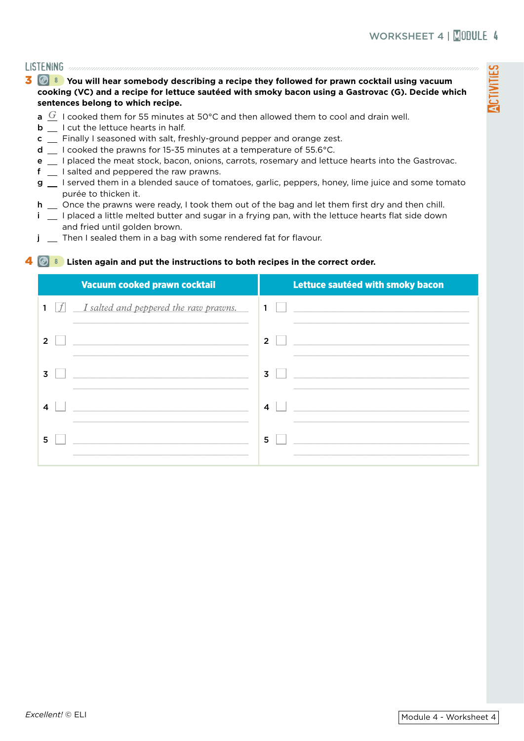## LISTENING

**3** 8 **You will hear somebody describing a recipe they followed for prawn cocktail using vacuum cooking (VC) and a recipe for lettuce sautéed with smoky bacon using a Gastrovac (G). Decide which sentences belong to which recipe.**

a *G* I cooked them for 55 minutes at 50°C and then allowed them to cool and drain well.
b __ I cut the lettuce hearts in half.
c __ Finally I seasoned with salt, freshly-ground pepper and orange zest.
d __ I cooked the prawns for 15-35 minutes at a temperature of 55.6°C.
e __ I placed the meat stock, bacon, onions, carrots, rosemary and lettuce hearts into the Gastrovac.
f __ I salted and peppered the raw prawns.
g __ I served them in a blended sauce of tomatoes, garlic, peppers, honey, lime juice and some tomato purée to thicken it.
h __ Once the prawns were ready, I took them out of the bag and let them first dry and then chill.
i __ I placed a little melted butter and sugar in a frying pan, with the lettuce hearts flat side down and fried until golden brown.
j __ Then I sealed them in a bag with some rendered fat for flavour.

**4** 8 **Listen again and put the instructions to both recipes in the correct order.**

| Vacuum cooked prawn cocktail | Lettuce sautéed with smoky bacon |
|---|---|
| 1 *f* *I salted and peppered the raw prawns.* | 1 ___ |
| 2 ___ | 2 ___ |
| 3 ___ | 3 ___ |
| 4 ___ | 4 ___ |
| 5 ___ | 5 ___ |